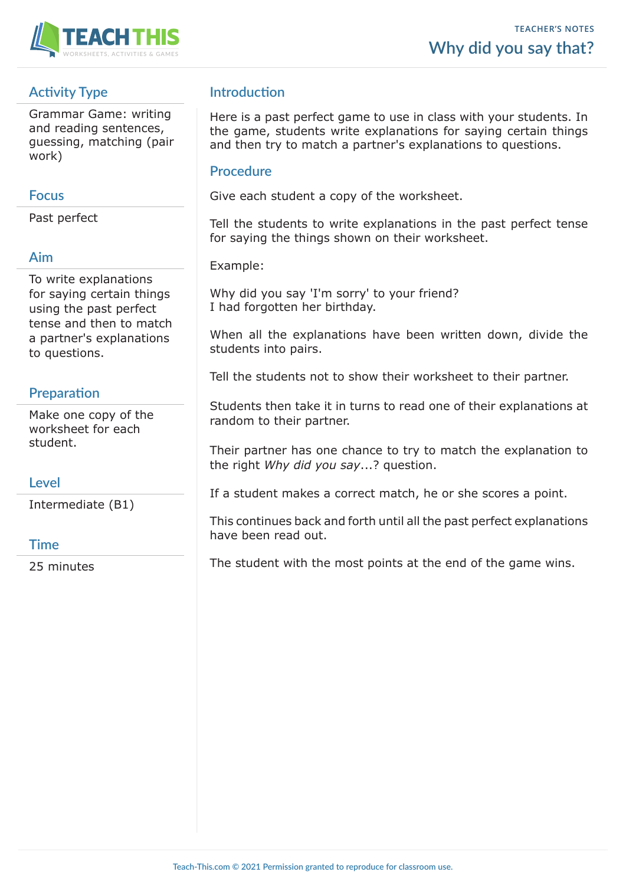TEACHER'S NOTES

# Why did you say that?

## Activity Type

Grammar Game: writing and reading sentences, guessing, matching (pair work)

## Focus

Past perfect

## Aim

To write explanations for saying certain things using the past perfect tense and then to match a partner's explanations to questions.

## Preparation

Make one copy of the worksheet for each student.

## Level

Intermediate (B1)

## Time

25 minutes

## Introduction

Here is a past perfect game to use in class with your students. In the game, students write explanations for saying certain things and then try to match a partner's explanations to questions.

## Procedure

Give each student a copy of the worksheet.

Tell the students to write explanations in the past perfect tense for saying the things shown on their worksheet.

Example:

Why did you say 'I'm sorry' to your friend?
I had forgotten her birthday.

When all the explanations have been written down, divide the students into pairs.

Tell the students not to show their worksheet to their partner.

Students then take it in turns to read one of their explanations at random to their partner.

Their partner has one chance to try to match the explanation to the right *Why did you say*...? question.

If a student makes a correct match, he or she scores a point.

This continues back and forth until all the past perfect explanations have been read out.

The student with the most points at the end of the game wins.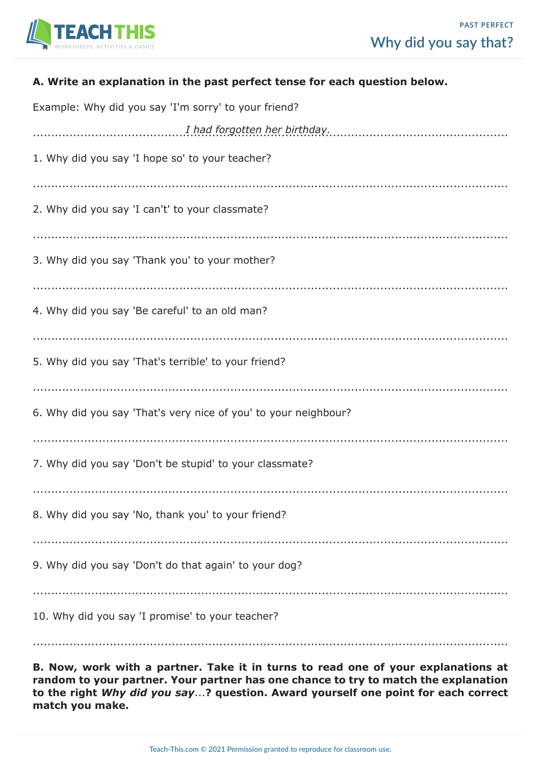PAST PERFECT

# Why did you say that?

**A. Write an explanation in the past perfect tense for each question below.**

Example: Why did you say 'I'm sorry' to your friend?

*I had forgotten her birthday.*

1. Why did you say 'I hope so' to your teacher?

..........................................................................................................................

2. Why did you say 'I can't' to your classmate?

..........................................................................................................................

3. Why did you say 'Thank you' to your mother?

..........................................................................................................................

4. Why did you say 'Be careful' to an old man?

..........................................................................................................................

5. Why did you say 'That's terrible' to your friend?

..........................................................................................................................

6. Why did you say 'That's very nice of you' to your neighbour?

..........................................................................................................................

7. Why did you say 'Don't be stupid' to your classmate?

..........................................................................................................................

8. Why did you say 'No, thank you' to your friend?

..........................................................................................................................

9. Why did you say 'Don't do that again' to your dog?

..........................................................................................................................

10. Why did you say 'I promise' to your teacher?

..........................................................................................................................

**B. Now, work with a partner. Take it in turns to read one of your explanations at random to your partner. Your partner has one chance to try to match the explanation to the right *Why did you say*...? question. Award yourself one point for each correct match you make.**

Teach-This.com © 2021 Permission granted to reproduce for classroom use.